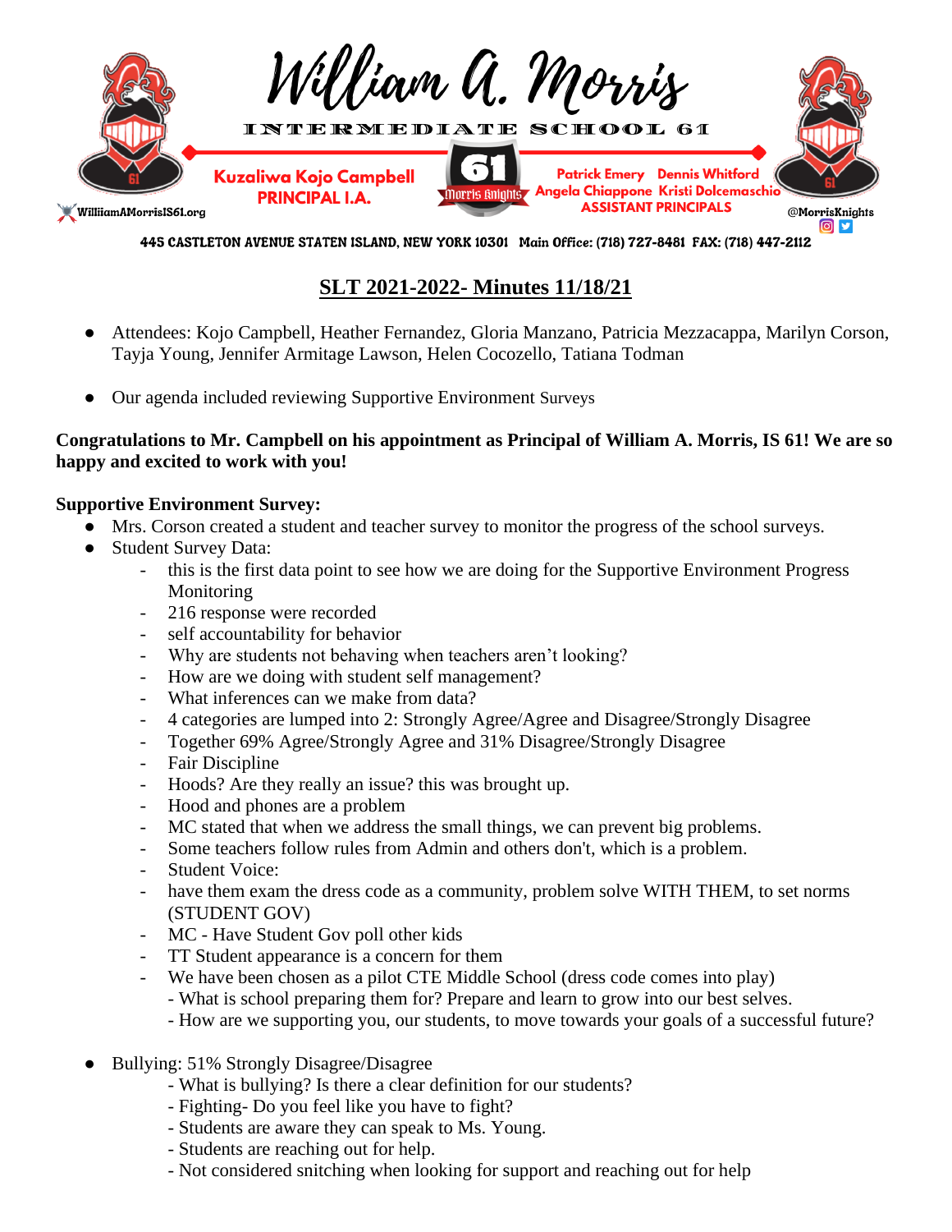William A. Morris

INTERMEDIATE SCHOOL 61

**Kuzaliwa Kojo Campbell**
**PRINCIPAL I.A.**

**Patrick Emery Dennis Whitford**
**Angela Chiappone Kristi Dolcemaschio**
**ASSISTANT PRINCIPALS**

WilliamAMorrisIS61.org @MorrisKnights

445 CASTLETON AVENUE STATEN ISLAND, NEW YORK 10301 Main Office: (718) 727-8481 FAX: (718) 447-2112

## SLT 2021-2022- Minutes 11/18/21

- Attendees: Kojo Campbell, Heather Fernandez, Gloria Manzano, Patricia Mezzacappa, Marilyn Corson, Tayja Young, Jennifer Armitage Lawson, Helen Cocozello, Tatiana Todman

- Our agenda included reviewing Supportive Environment Surveys

**Congratulations to Mr. Campbell on his appointment as Principal of William A. Morris, IS 61! We are so happy and excited to work with you!**

**Supportive Environment Survey:**

- Mrs. Corson created a student and teacher survey to monitor the progress of the school surveys.
- Student Survey Data:
  - this is the first data point to see how we are doing for the Supportive Environment Progress Monitoring
  - 216 response were recorded
  - self accountability for behavior
  - Why are students not behaving when teachers aren't looking?
  - How are we doing with student self management?
  - What inferences can we make from data?
  - 4 categories are lumped into 2: Strongly Agree/Agree and Disagree/Strongly Disagree
  - Together 69% Agree/Strongly Agree and 31% Disagree/Strongly Disagree
  - Fair Discipline
  - Hoods? Are they really an issue? this was brought up.
  - Hood and phones are a problem
  - MC stated that when we address the small things, we can prevent big problems.
  - Some teachers follow rules from Admin and others don't, which is a problem.
  - Student Voice:
  - have them exam the dress code as a community, problem solve WITH THEM, to set norms (STUDENT GOV)
  - MC - Have Student Gov poll other kids
  - TT Student appearance is a concern for them
  - We have been chosen as a pilot CTE Middle School (dress code comes into play)
    - What is school preparing them for? Prepare and learn to grow into our best selves.
    - How are we supporting you, our students, to move towards your goals of a successful future?

- Bullying: 51% Strongly Disagree/Disagree
  - What is bullying? Is there a clear definition for our students?
  - Fighting- Do you feel like you have to fight?
  - Students are aware they can speak to Ms. Young.
  - Students are reaching out for help.
  - Not considered snitching when looking for support and reaching out for help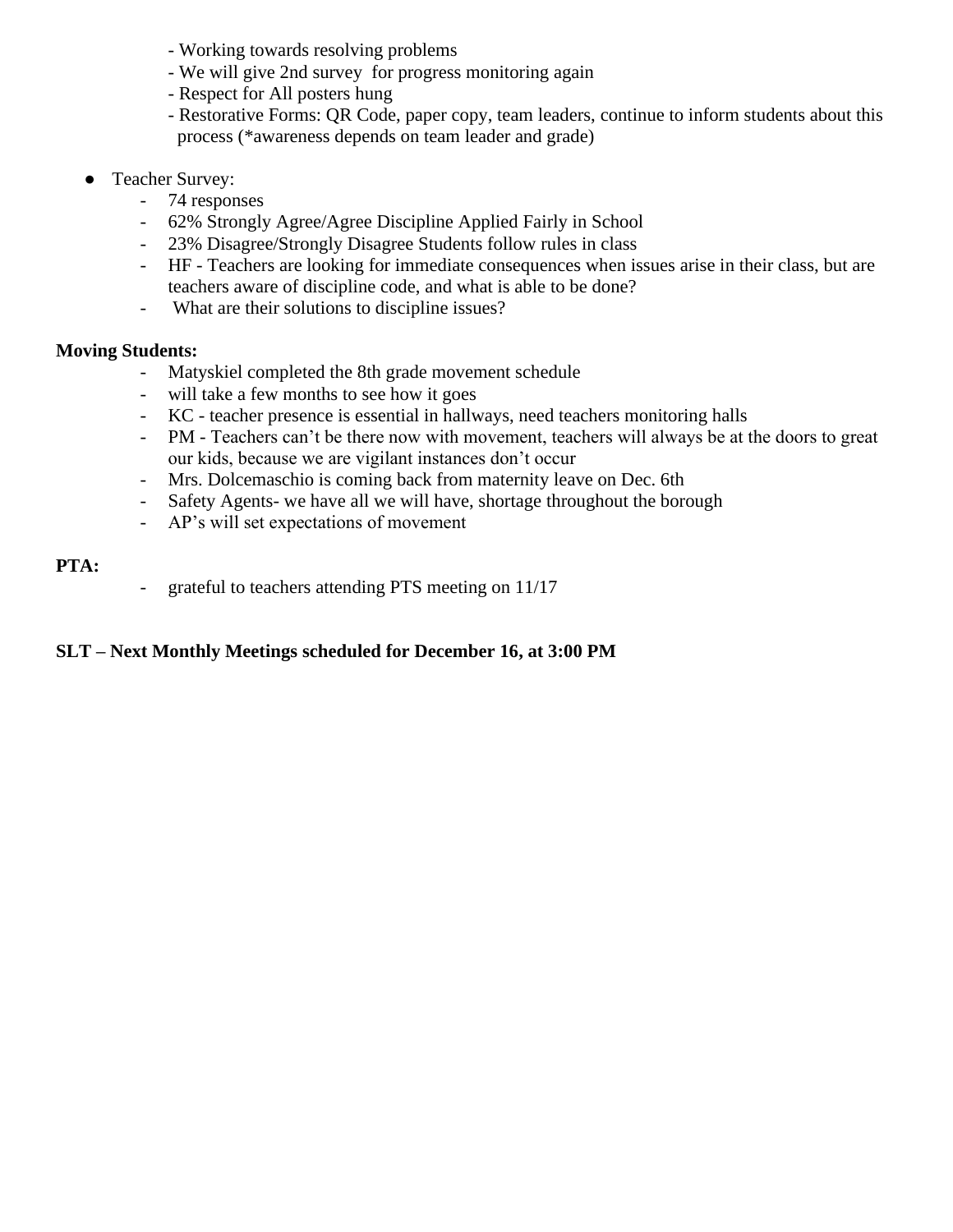- Working towards resolving problems
- We will give 2nd survey for progress monitoring again
- Respect for All posters hung
- Restorative Forms: QR Code, paper copy, team leaders, continue to inform students about this process (*awareness depends on team leader and grade)

- Teacher Survey:
  - 74 responses
  - 62% Strongly Agree/Agree Discipline Applied Fairly in School
  - 23% Disagree/Strongly Disagree Students follow rules in class
  - HF - Teachers are looking for immediate consequences when issues arise in their class, but are teachers aware of discipline code, and what is able to be done?
  - What are their solutions to discipline issues?

**Moving Students:**

- Matyskiel completed the 8th grade movement schedule
- will take a few months to see how it goes
- KC - teacher presence is essential in hallways, need teachers monitoring halls
- PM - Teachers can't be there now with movement, teachers will always be at the doors to great our kids, because we are vigilant instances don't occur
- Mrs. Dolcemaschio is coming back from maternity leave on Dec. 6th
- Safety Agents- we have all we will have, shortage throughout the borough
- AP's will set expectations of movement

**PTA:**

- grateful to teachers attending PTS meeting on 11/17

**SLT – Next Monthly Meetings scheduled for December 16, at 3:00 PM**